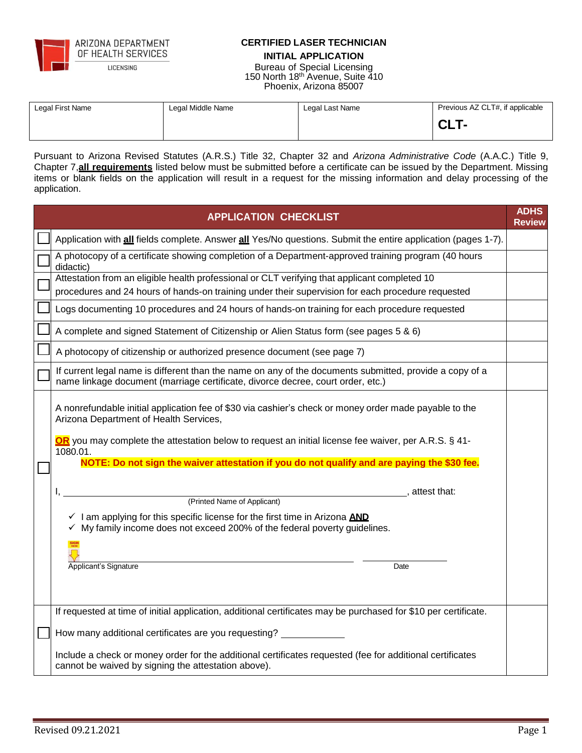ARIZONA DEPARTMENT OF HEALTH SERVICES
LICENSING

# CERTIFIED LASER TECHNICIAN

## INITIAL APPLICATION

Bureau of Special Licensing
150 North 18th Avenue, Suite 410
Phoenix, Arizona 85007

| Legal First Name | Legal Middle Name | Legal Last Name | Previous AZ CLT#, if applicable |
|---|---|---|---|
| | | | **CLT-** |

Pursuant to Arizona Revised Statutes (A.R.S.) Title 32, Chapter 32 and *Arizona Administrative Code* (A.A.C.) Title 9, Chapter 7,**all requirements** listed below must be submitted before a certificate can be issued by the Department. Missing items or blank fields on the application will result in a request for the missing information and delay processing of the application.

| | APPLICATION CHECKLIST | ADHS Review |
|---|---|---|
| ☐ | Application with **all** fields complete. Answer **all** Yes/No questions. Submit the entire application (pages 1-7). | |
| ☐ | A photocopy of a certificate showing completion of a Department-approved training program (40 hours didactic) | |
| ☐ | Attestation from an eligible health professional or CLT verifying that applicant completed 10 procedures and 24 hours of hands-on training under their supervision for each procedure requested | |
| ☐ | Logs documenting 10 procedures and 24 hours of hands-on training for each procedure requested | |
| ☐ | A complete and signed Statement of Citizenship or Alien Status form (see pages 5 & 6) | |
| ☐ | A photocopy of citizenship or authorized presence document (see page 7) | |
| ☐ | If current legal name is different than the name on any of the documents submitted, provide a copy of a name linkage document (marriage certificate, divorce decree, court order, etc.) | |
| ☐ | A nonrefundable initial application fee of $30 via cashier's check or money order made payable to the Arizona Department of Health Services,<br><br>**OR** you may complete the attestation below to request an initial license fee waiver, per A.R.S. § 41-1080.01.<br>**NOTE: Do not sign the waiver attestation if you do not qualify and are paying the $30 fee.**<br><br>I, ______________________________, attest that:<br>(Printed Name of Applicant)<br><br>✓ I am applying for this specific license for the first time in Arizona **AND**<br>✓ My family income does not exceed 200% of the federal poverty guidelines.<br><br>SIGN HERE<br>______________________________ ____________<br>Applicant's Signature Date | |
| ☐ | If requested at time of initial application, additional certificates may be purchased for $10 per certificate.<br><br>How many additional certificates are you requesting? ____________<br><br>Include a check or money order for the additional certificates requested (fee for additional certificates cannot be waived by signing the attestation above). | |

Revised 09.21.2021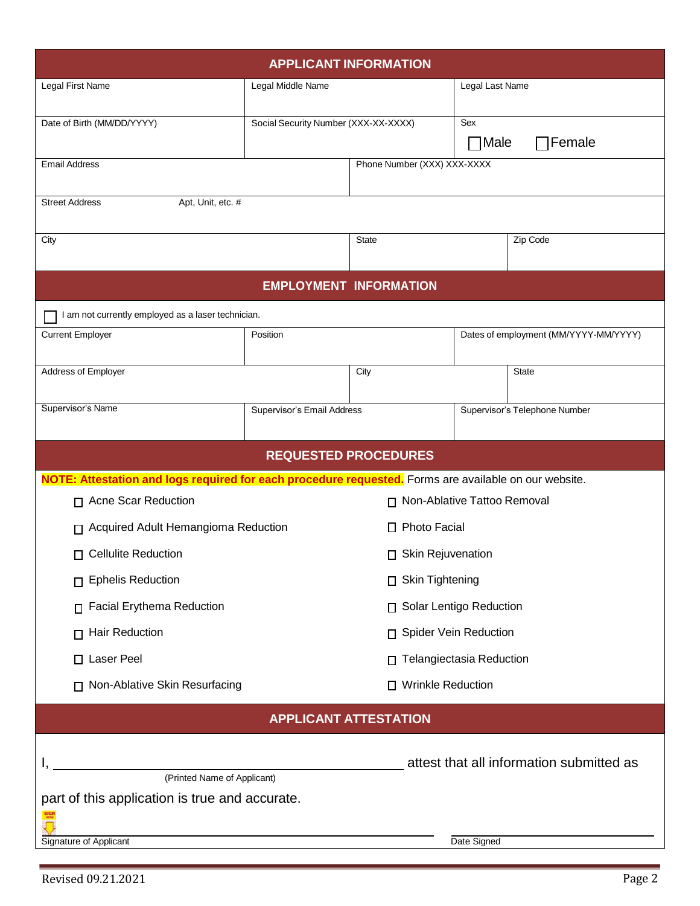## APPLICANT INFORMATION

| Legal First Name | Legal Middle Name | Legal Last Name |
|---|---|---|
| | | |

| Date of Birth (MM/DD/YYYY) | Social Security Number (XXX-XX-XXXX) | Sex ☐ Male ☐ Female |
|---|---|---|
| | | |

| Email Address | Phone Number (XXX) XXX-XXXX |
|---|---|
| | |

| Street Address | Apt, Unit, etc. # |
|---|---|
| | |

| City | State | Zip Code |
|---|---|---|
| | | |

## EMPLOYMENT INFORMATION

☐ I am not currently employed as a laser technician.

| Current Employer | Position | Dates of employment (MM/YYYY-MM/YYYY) |
|---|---|---|
| | | |

| Address of Employer | City | State |
|---|---|---|
| | | |

| Supervisor's Name | Supervisor's Email Address | Supervisor's Telephone Number |
|---|---|---|
| | | |

## REQUESTED PROCEDURES

**NOTE: Attestation and logs required for each procedure requested.** Forms are available on our website.

- ☐ Acne Scar Reduction
- ☐ Acquired Adult Hemangioma Reduction
- ☐ Cellulite Reduction
- ☐ Ephelis Reduction
- ☐ Facial Erythema Reduction
- ☐ Hair Reduction
- ☐ Laser Peel
- ☐ Non-Ablative Skin Resurfacing
- ☐ Non-Ablative Tattoo Removal
- ☐ Photo Facial
- ☐ Skin Rejuvenation
- ☐ Skin Tightening
- ☐ Solar Lentigo Reduction
- ☐ Spider Vein Reduction
- ☐ Telangiectasia Reduction
- ☐ Wrinkle Reduction

## APPLICANT ATTESTATION

I, ______________________________________ attest that all information submitted as
(Printed Name of Applicant)

part of this application is true and accurate.

______________________________________ ____________________
Signature of Applicant Date Signed

Revised 09.21.2021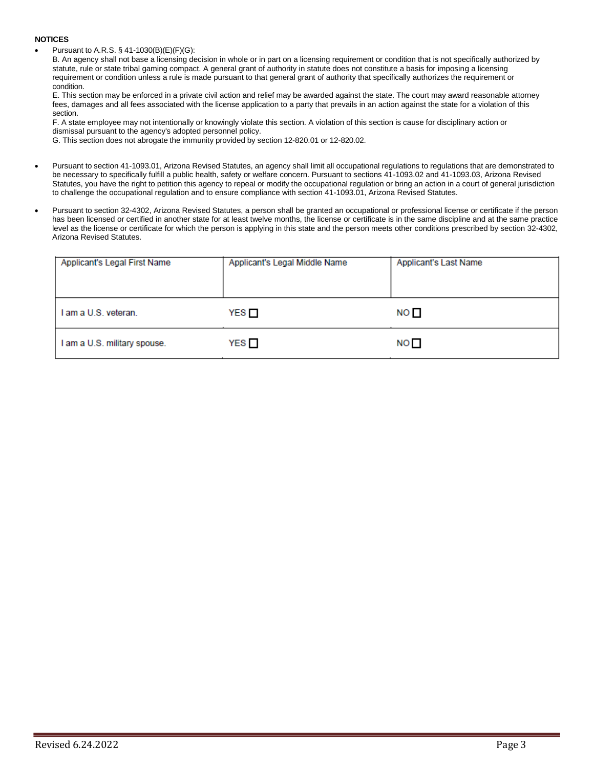**NOTICES**

- Pursuant to A.R.S. § 41-1030(B)(E)(F)(G):
  B. An agency shall not base a licensing decision in whole or in part on a licensing requirement or condition that is not specifically authorized by statute, rule or state tribal gaming compact. A general grant of authority in statute does not constitute a basis for imposing a licensing requirement or condition unless a rule is made pursuant to that general grant of authority that specifically authorizes the requirement or condition.
  E. This section may be enforced in a private civil action and relief may be awarded against the state. The court may award reasonable attorney fees, damages and all fees associated with the license application to a party that prevails in an action against the state for a violation of this section.
  F. A state employee may not intentionally or knowingly violate this section. A violation of this section is cause for disciplinary action or dismissal pursuant to the agency's adopted personnel policy.
  G. This section does not abrogate the immunity provided by section 12-820.01 or 12-820.02.

- Pursuant to section 41-1093.01, Arizona Revised Statutes, an agency shall limit all occupational regulations to regulations that are demonstrated to be necessary to specifically fulfill a public health, safety or welfare concern. Pursuant to sections 41-1093.02 and 41-1093.03, Arizona Revised Statutes, you have the right to petition this agency to repeal or modify the occupational regulation or bring an action in a court of general jurisdiction to challenge the occupational regulation and to ensure compliance with section 41-1093.01, Arizona Revised Statutes.

- Pursuant to section 32-4302, Arizona Revised Statutes, a person shall be granted an occupational or professional license or certificate if the person has been licensed or certified in another state for at least twelve months, the license or certificate is in the same discipline and at the same practice level as the license or certificate for which the person is applying in this state and the person meets other conditions prescribed by section 32-4302, Arizona Revised Statutes.

| Applicant's Legal First Name | Applicant's Legal Middle Name | Applicant's Last Name |
|---|---|---|
| I am a U.S. veteran. | YES ☐ | NO ☐ |
| I am a U.S. military spouse. | YES ☐ | NO ☐ |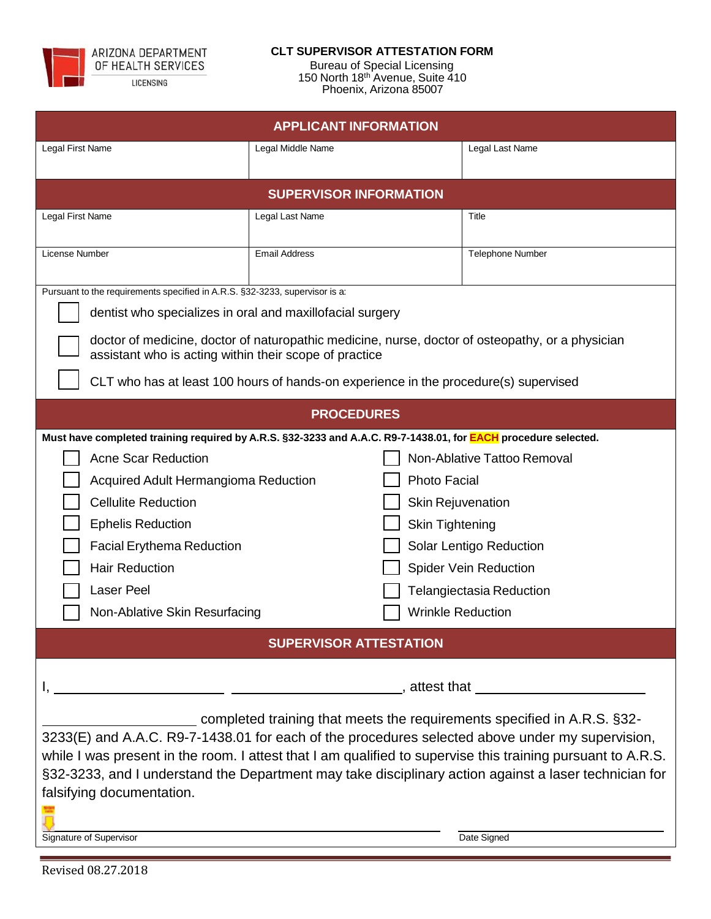ARIZONA DEPARTMENT OF HEALTH SERVICES
LICENSING

**CLT SUPERVISOR ATTESTATION FORM**

Bureau of Special Licensing
150 North 18th Avenue, Suite 410
Phoenix, Arizona 85007

## APPLICANT INFORMATION

| Legal First Name | Legal Middle Name | Legal Last Name |
|---|---|---|
| | | |

## SUPERVISOR INFORMATION

| Legal First Name | Legal Last Name | Title |
|---|---|---|
| | | |
| **License Number** | **Email Address** | **Telephone Number** |
| | | |

Pursuant to the requirements specified in A.R.S. §32-3233, supervisor is a:

- ☐ dentist who specializes in oral and maxillofacial surgery
- ☐ doctor of medicine, doctor of naturopathic medicine, nurse, doctor of osteopathy, or a physician assistant who is acting within their scope of practice
- ☐ CLT who has at least 100 hours of hands-on experience in the procedure(s) supervised

## PROCEDURES

**Must have completed training required by A.R.S. §32-3233 and A.A.C. R9-7-1438.01, for EACH procedure selected.**

- ☐ Acne Scar Reduction
- ☐ Acquired Adult Hermangioma Reduction
- ☐ Cellulite Reduction
- ☐ Ephelis Reduction
- ☐ Facial Erythema Reduction
- ☐ Hair Reduction
- ☐ Laser Peel
- ☐ Non-Ablative Skin Resurfacing
- ☐ Non-Ablative Tattoo Removal
- ☐ Photo Facial
- ☐ Skin Rejuvenation
- ☐ Skin Tightening
- ☐ Solar Lentigo Reduction
- ☐ Spider Vein Reduction
- ☐ Telangiectasia Reduction
- ☐ Wrinkle Reduction

## SUPERVISOR ATTESTATION

I, ______________________ ______________________, attest that ______________________

______________________ completed training that meets the requirements specified in A.R.S. §32-3233(E) and A.A.C. R9-7-1438.01 for each of the procedures selected above under my supervision, while I was present in the room. I attest that I am qualified to supervise this training pursuant to A.R.S. §32-3233, and I understand the Department may take disciplinary action against a laser technician for falsifying documentation.

______________________________________ ______________________

Signature of Supervisor Date Signed

Revised 08.27.2018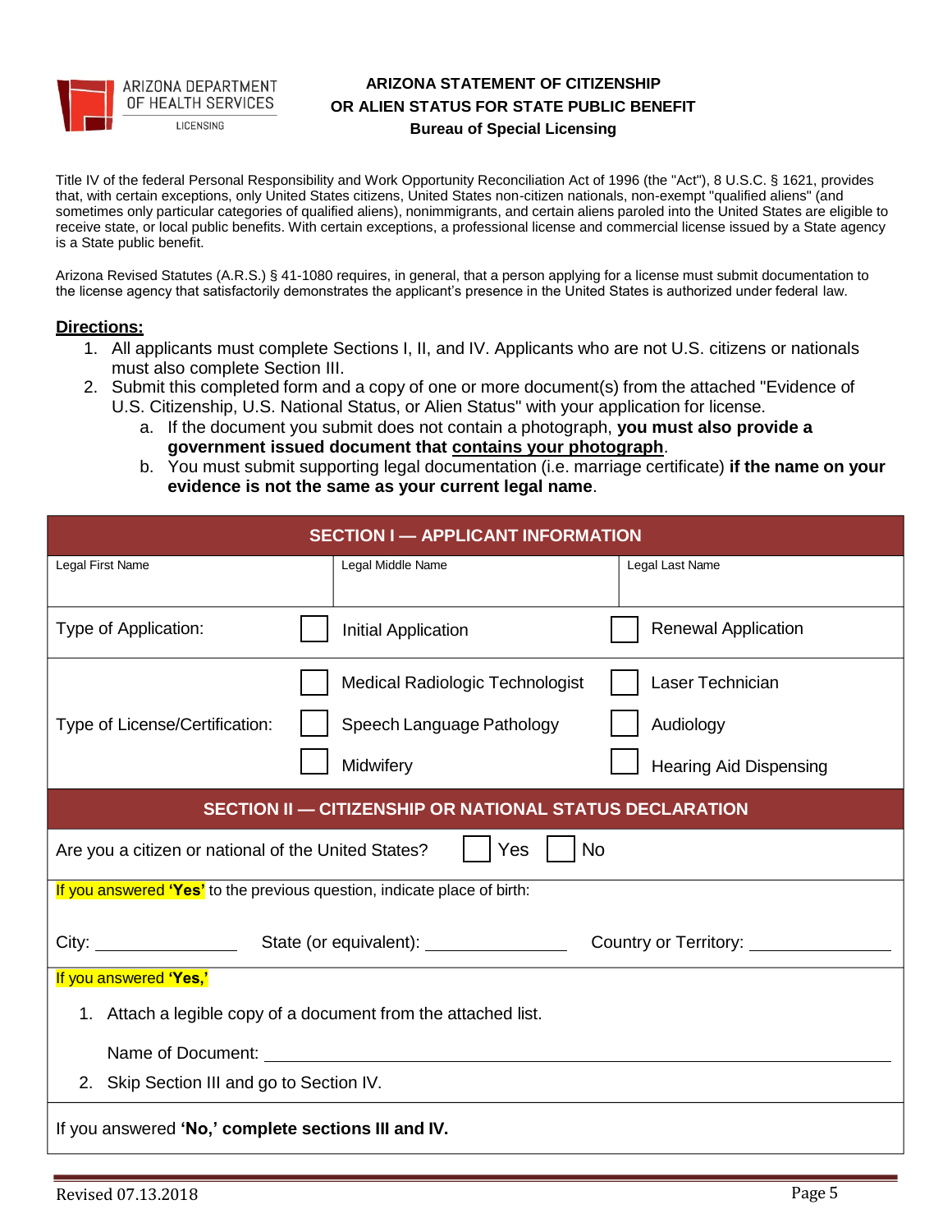ARIZONA DEPARTMENT OF HEALTH SERVICES
LICENSING

# ARIZONA STATEMENT OF CITIZENSHIP OR ALIEN STATUS FOR STATE PUBLIC BENEFIT

## Bureau of Special Licensing

Title IV of the federal Personal Responsibility and Work Opportunity Reconciliation Act of 1996 (the "Act"), 8 U.S.C. § 1621, provides that, with certain exceptions, only United States citizens, United States non-citizen nationals, non-exempt "qualified aliens" (and sometimes only particular categories of qualified aliens), nonimmigrants, and certain aliens paroled into the United States are eligible to receive state, or local public benefits. With certain exceptions, a professional license and commercial license issued by a State agency is a State public benefit.

Arizona Revised Statutes (A.R.S.) § 41-1080 requires, in general, that a person applying for a license must submit documentation to the license agency that satisfactorily demonstrates the applicant's presence in the United States is authorized under federal law.

**Directions:**

1. All applicants must complete Sections I, II, and IV. Applicants who are not U.S. citizens or nationals must also complete Section III.
2. Submit this completed form and a copy of one or more document(s) from the attached "Evidence of U.S. Citizenship, U.S. National Status, or Alien Status" with your application for license.
   a. If the document you submit does not contain a photograph, **you must also provide a government issued document that contains your photograph**.
   b. You must submit supporting legal documentation (i.e. marriage certificate) **if the name on your evidence is not the same as your current legal name**.

| SECTION I — APPLICANT INFORMATION | | |
|---|---|---|
| Legal First Name | Legal Middle Name | Legal Last Name |
| Type of Application: | ☐ Initial Application | ☐ Renewal Application |
| Type of License/Certification: | ☐ Medical Radiologic Technologist | ☐ Laser Technician |
| | ☐ Speech Language Pathology | ☐ Audiology |
| | ☐ Midwifery | ☐ Hearing Aid Dispensing |

**SECTION II — CITIZENSHIP OR NATIONAL STATUS DECLARATION**

Are you a citizen or national of the United States? ☐ Yes ☐ No

If you answered **'Yes'** to the previous question, indicate place of birth:

City: ______________ State (or equivalent): ______________ Country or Territory: ______________

If you answered **'Yes,'**

1. Attach a legible copy of a document from the attached list.

   Name of Document: ________________________________

2. Skip Section III and go to Section IV.

If you answered **'No,' complete sections III and IV.**

Revised 07.13.2018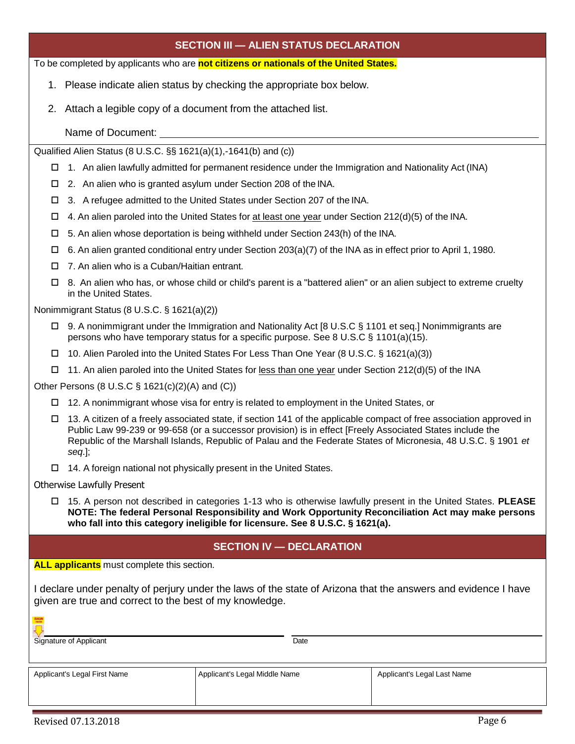## SECTION III — ALIEN STATUS DECLARATION

To be completed by applicants who are **not citizens or nationals of the United States.**

1. Please indicate alien status by checking the appropriate box below.
2. Attach a legible copy of a document from the attached list.

Name of Document: ______________________________

Qualified Alien Status (8 U.S.C. §§ 1621(a)(1),-1641(b) and (c))

- ☐ 1. An alien lawfully admitted for permanent residence under the Immigration and Nationality Act (INA)
- ☐ 2. An alien who is granted asylum under Section 208 of the INA.
- ☐ 3. A refugee admitted to the United States under Section 207 of the INA.
- ☐ 4. An alien paroled into the United States for <u>at least one year</u> under Section 212(d)(5) of the INA.
- ☐ 5. An alien whose deportation is being withheld under Section 243(h) of the INA.
- ☐ 6. An alien granted conditional entry under Section 203(a)(7) of the INA as in effect prior to April 1, 1980.
- ☐ 7. An alien who is a Cuban/Haitian entrant.
- ☐ 8. An alien who has, or whose child or child's parent is a "battered alien" or an alien subject to extreme cruelty in the United States.

Nonimmigrant Status (8 U.S.C. § 1621(a)(2))

- ☐ 9. A nonimmigrant under the Immigration and Nationality Act [8 U.S.C § 1101 et seq.] Nonimmigrants are persons who have temporary status for a specific purpose. See 8 U.S.C § 1101(a)(15).
- ☐ 10. Alien Paroled into the United States For Less Than One Year (8 U.S.C. § 1621(a)(3))
- ☐ 11. An alien paroled into the United States for <u>less than one year</u> under Section 212(d)(5) of the INA

Other Persons (8 U.S.C § 1621(c)(2)(A) and (C))

- ☐ 12. A nonimmigrant whose visa for entry is related to employment in the United States, or
- ☐ 13. A citizen of a freely associated state, if section 141 of the applicable compact of free association approved in Public Law 99-239 or 99-658 (or a successor provision) is in effect [Freely Associated States include the Republic of the Marshall Islands, Republic of Palau and the Federate States of Micronesia, 48 U.S.C. § 1901 *et seq*.];
- ☐ 14. A foreign national not physically present in the United States.

Otherwise Lawfully Present

- ☐ 15. A person not described in categories 1-13 who is otherwise lawfully present in the United States. **PLEASE NOTE: The federal Personal Responsibility and Work Opportunity Reconciliation Act may make persons who fall into this category ineligible for licensure. See 8 U.S.C. § 1621(a).**

## SECTION IV — DECLARATION

**ALL applicants** must complete this section.

I declare under penalty of perjury under the laws of the state of Arizona that the answers and evidence I have given are true and correct to the best of my knowledge.

______________________________ Signature of Applicant

______________________________ Date

| Applicant's Legal First Name | Applicant's Legal Middle Name | Applicant's Legal Last Name |
| --- | --- | --- |
| | | |

Revised 07.13.2018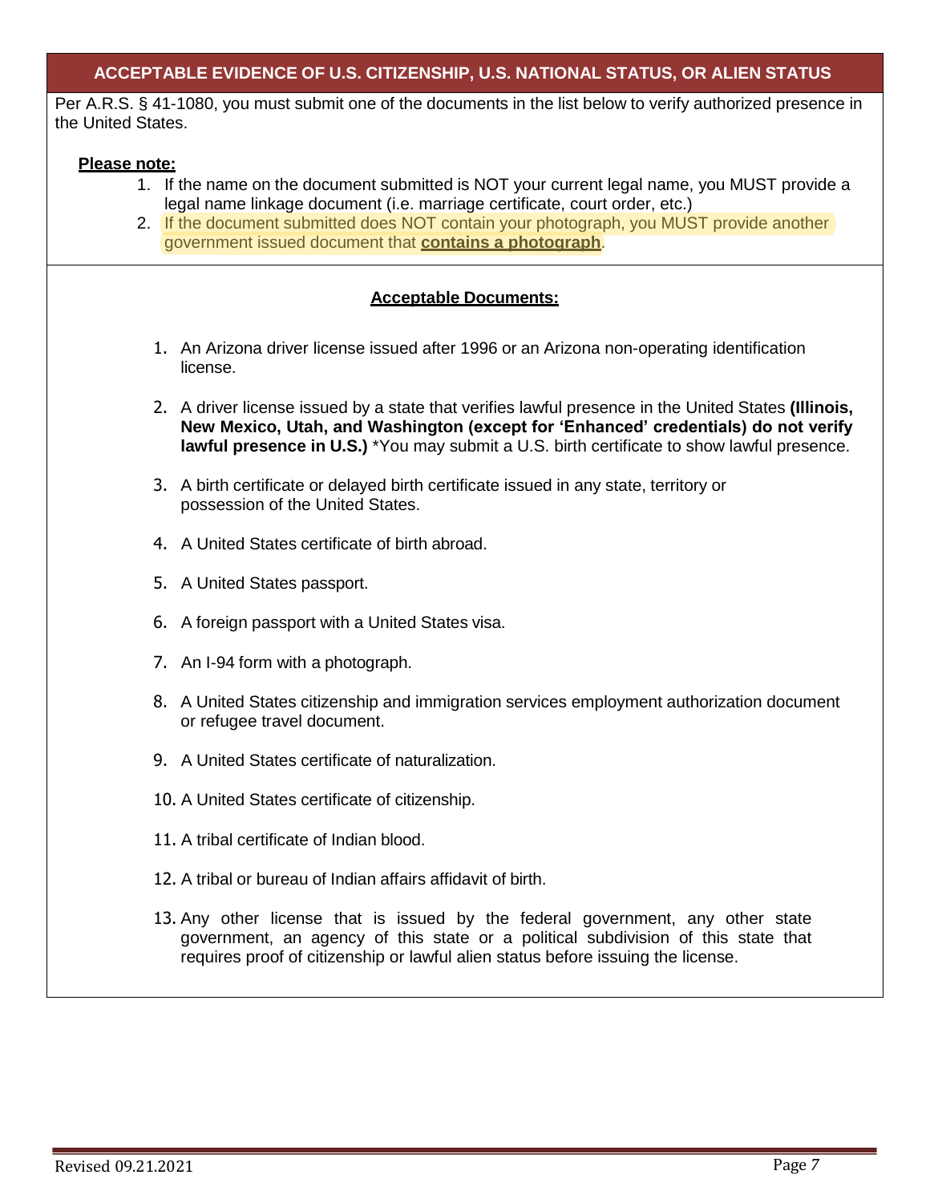## ACCEPTABLE EVIDENCE OF U.S. CITIZENSHIP, U.S. NATIONAL STATUS, OR ALIEN STATUS

Per A.R.S. § 41-1080, you must submit one of the documents in the list below to verify authorized presence in the United States.

**Please note:**

1. If the name on the document submitted is NOT your current legal name, you MUST provide a legal name linkage document (i.e. marriage certificate, court order, etc.)
2. If the document submitted does NOT contain your photograph, you MUST provide another government issued document that **contains a photograph**.

**Acceptable Documents:**

1. An Arizona driver license issued after 1996 or an Arizona non-operating identification license.
2. A driver license issued by a state that verifies lawful presence in the United States **(Illinois, New Mexico, Utah, and Washington (except for 'Enhanced' credentials) do not verify lawful presence in U.S.)** *You may submit a U.S. birth certificate to show lawful presence.
3. A birth certificate or delayed birth certificate issued in any state, territory or possession of the United States.
4. A United States certificate of birth abroad.
5. A United States passport.
6. A foreign passport with a United States visa.
7. An I-94 form with a photograph.
8. A United States citizenship and immigration services employment authorization document or refugee travel document.
9. A United States certificate of naturalization.
10. A United States certificate of citizenship.
11. A tribal certificate of Indian blood.
12. A tribal or bureau of Indian affairs affidavit of birth.
13. Any other license that is issued by the federal government, any other state government, an agency of this state or a political subdivision of this state that requires proof of citizenship or lawful alien status before issuing the license.

Revised 09.21.2021